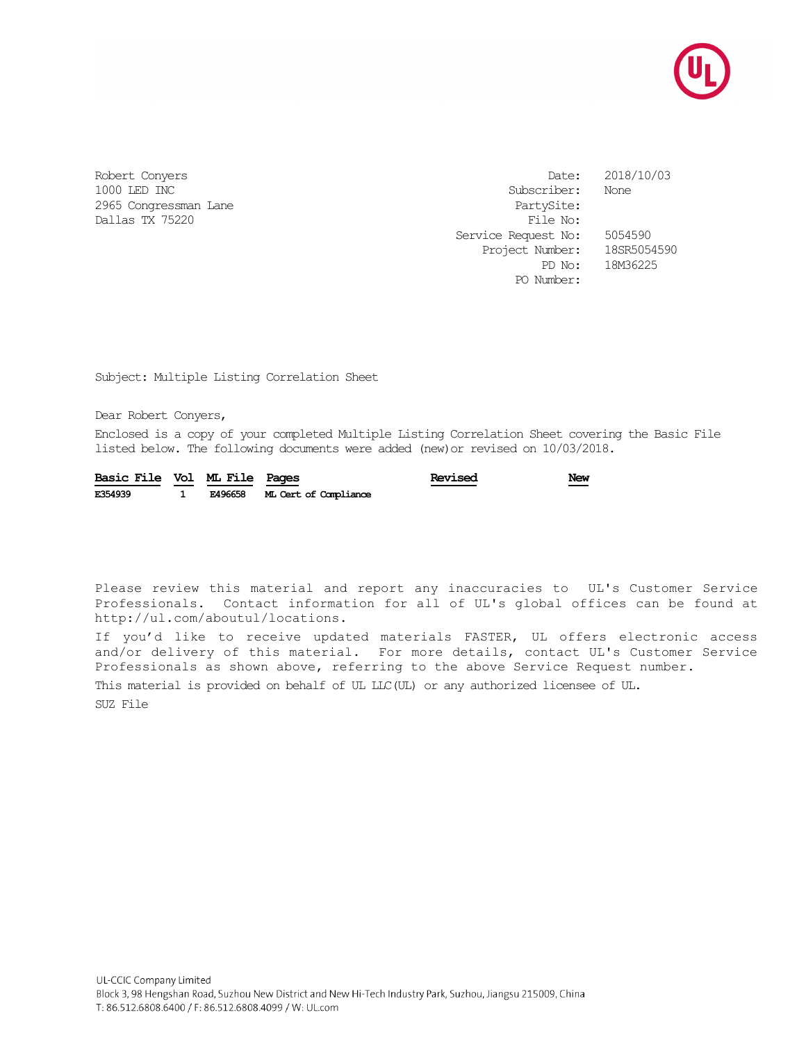Robert Conyers
1000 LED INC
2965 Congressman Lane
Dallas TX 75220

Date: 2018/10/03
Subscriber: None
PartySite:
File No:
Service Request No: 5054590
Project Number: 18SR5054590
PD No: 18M36225
PO Number:

Subject: Multiple Listing Correlation Sheet

Dear Robert Conyers,

Enclosed is a copy of your completed Multiple Listing Correlation Sheet covering the Basic File listed below. The following documents were added (new)or revised on 10/03/2018.

| Basic File | Vol | ML File | Pages | Revised | New |
|---|---|---|---|---|---|
| E354939 | 1 | E496658 | ML Cert of Compliance | | |

Please review this material and report any inaccuracies to UL's Customer Service Professionals. Contact information for all of UL's global offices can be found at http://ul.com/aboutul/locations.

If you'd like to receive updated materials FASTER, UL offers electronic access and/or delivery of this material. For more details, contact UL's Customer Service Professionals as shown above, referring to the above Service Request number.

This material is provided on behalf of UL LLC(UL) or any authorized licensee of UL.

SUZ File

UL-CCIC Company Limited
Block 3, 98 Hengshan Road, Suzhou New District and New Hi-Tech Industry Park, Suzhou, Jiangsu 215009, China
T: 86.512.6808.6400 / F: 86.512.6808.4099 / W: UL.com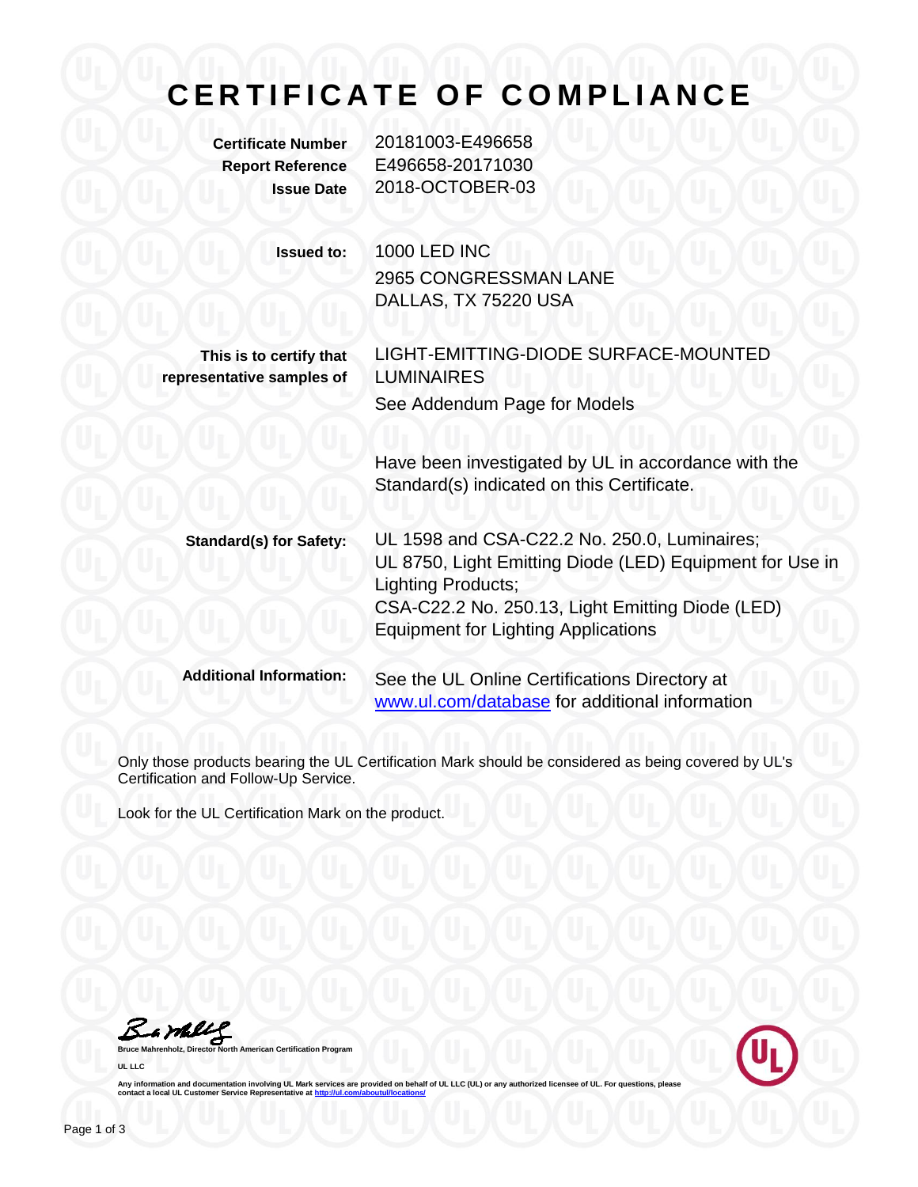# CERTIFICATE OF COMPLIANCE

**Certificate Number** 20181003-E496658
**Report Reference** E496658-20171030
**Issue Date** 2018-OCTOBER-03

**Issued to:** 1000 LED INC
2965 CONGRESSMAN LANE
DALLAS, TX 75220 USA

**This is to certify that representative samples of** LIGHT-EMITTING-DIODE SURFACE-MOUNTED LUMINAIRES
See Addendum Page for Models

Have been investigated by UL in accordance with the Standard(s) indicated on this Certificate.

**Standard(s) for Safety:** UL 1598 and CSA-C22.2 No. 250.0, Luminaires;
UL 8750, Light Emitting Diode (LED) Equipment for Use in Lighting Products;
CSA-C22.2 No. 250.13, Light Emitting Diode (LED) Equipment for Lighting Applications

**Additional Information:** See the UL Online Certifications Directory at www.ul.com/database for additional information

Only those products bearing the UL Certification Mark should be considered as being covered by UL's Certification and Follow-Up Service.

Look for the UL Certification Mark on the product.

**Bruce Mahrenholz, Director North American Certification Program**

**UL LLC**

Any information and documentation involving UL Mark services are provided on behalf of UL LLC (UL) or any authorized licensee of UL. For questions, please contact a local UL Customer Service Representative at http://ul.com/aboutul/locations/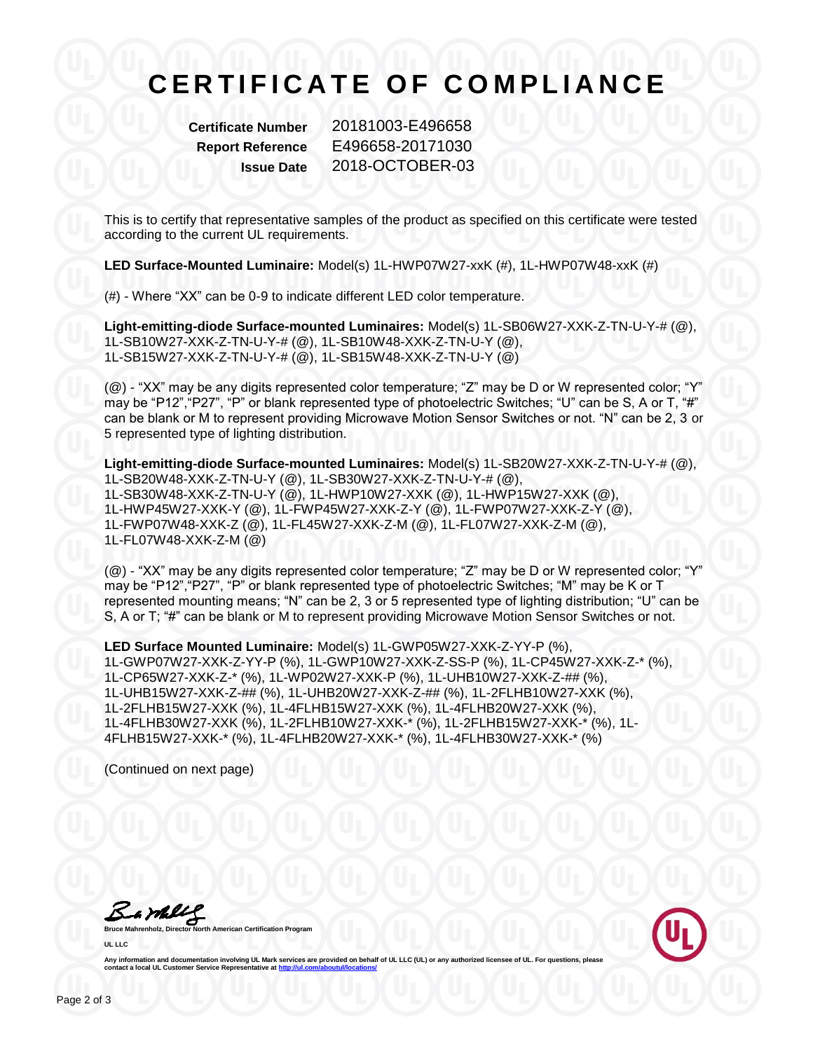# CERTIFICATE OF COMPLIANCE

**Certificate Number** 20181003-E496658
**Report Reference** E496658-20171030
**Issue Date** 2018-OCTOBER-03

This is to certify that representative samples of the product as specified on this certificate were tested according to the current UL requirements.

**LED Surface-Mounted Luminaire:** Model(s) 1L-HWP07W27-xxK (#), 1L-HWP07W48-xxK (#)

(#) - Where "XX" can be 0-9 to indicate different LED color temperature.

**Light-emitting-diode Surface-mounted Luminaires:** Model(s) 1L-SB06W27-XXK-Z-TN-U-Y-# (@), 1L-SB10W27-XXK-Z-TN-U-Y-# (@), 1L-SB10W48-XXK-Z-TN-U-Y (@), 1L-SB15W27-XXK-Z-TN-U-Y-# (@), 1L-SB15W48-XXK-Z-TN-U-Y (@)

(@) - "XX" may be any digits represented color temperature; "Z" may be D or W represented color; "Y" may be "P12","P27", "P" or blank represented type of photoelectric Switches; "U" can be S, A or T, "#" can be blank or M to represent providing Microwave Motion Sensor Switches or not. "N" can be 2, 3 or 5 represented type of lighting distribution.

**Light-emitting-diode Surface-mounted Luminaires:** Model(s) 1L-SB20W27-XXK-Z-TN-U-Y-# (@), 1L-SB20W48-XXK-Z-TN-U-Y (@), 1L-SB30W27-XXK-Z-TN-U-Y-# (@), 1L-SB30W48-XXK-Z-TN-U-Y (@), 1L-HWP10W27-XXK (@), 1L-HWP15W27-XXK (@), 1L-HWP45W27-XXK-Y (@), 1L-FWP45W27-XXK-Z-Y (@), 1L-FWP07W27-XXK-Z-Y (@), 1L-FWP07W48-XXK-Z (@), 1L-FL45W27-XXK-Z-M (@), 1L-FL07W27-XXK-Z-M (@), 1L-FL07W48-XXK-Z-M (@)

(@) - "XX" may be any digits represented color temperature; "Z" may be D or W represented color; "Y" may be "P12","P27", "P" or blank represented type of photoelectric Switches; "M" may be K or T represented mounting means; "N" can be 2, 3 or 5 represented type of lighting distribution; "U" can be S, A or T; "#" can be blank or M to represent providing Microwave Motion Sensor Switches or not.

**LED Surface Mounted Luminaire:** Model(s) 1L-GWP05W27-XXK-Z-YY-P (%), 1L-GWP07W27-XXK-Z-YY-P (%), 1L-GWP10W27-XXK-Z-SS-P (%), 1L-CP45W27-XXK-Z-* (%), 1L-CP65W27-XXK-Z-* (%), 1L-WP02W27-XXK-P (%), 1L-UHB10W27-XXK-Z-## (%), 1L-UHB15W27-XXK-Z-## (%), 1L-UHB20W27-XXK-Z-## (%), 1L-2FLHB10W27-XXK (%), 1L-2FLHB15W27-XXK (%), 1L-4FLHB15W27-XXK (%), 1L-4FLHB20W27-XXK (%), 1L-4FLHB30W27-XXK (%), 1L-2FLHB10W27-XXK-* (%), 1L-2FLHB15W27-XXK-* (%), 1L-4FLHB15W27-XXK-* (%), 1L-4FLHB20W27-XXK-* (%), 1L-4FLHB30W27-XXK-* (%)

(Continued on next page)

Bruce Mahrenholz, Director North American Certification Program

UL LLC

Any information and documentation involving UL Mark services are provided on behalf of UL LLC (UL) or any authorized licensee of UL. For questions, please contact a local UL Customer Service Representative at http://ul.com/aboutul/locations/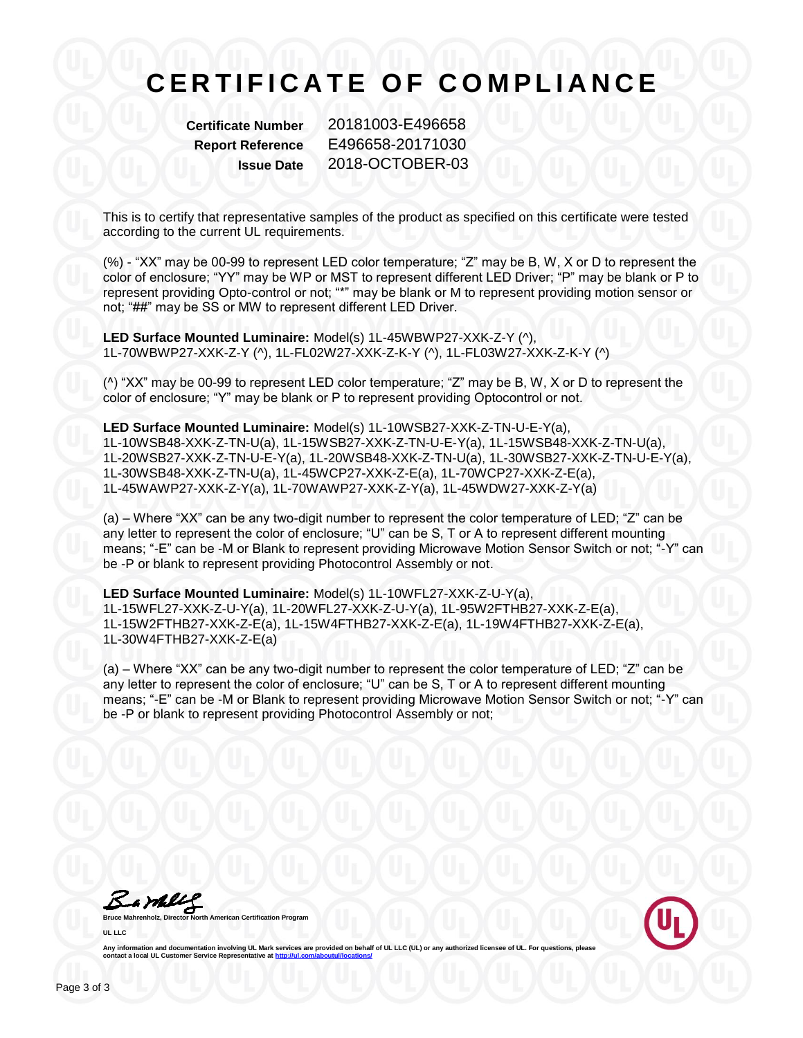# CERTIFICATE OF COMPLIANCE

**Certificate Number** 20181003-E496658
**Report Reference** E496658-20171030
**Issue Date** 2018-OCTOBER-03

This is to certify that representative samples of the product as specified on this certificate were tested according to the current UL requirements.

(%) - "XX" may be 00-99 to represent LED color temperature; "Z" may be B, W, X or D to represent the color of enclosure; "YY" may be WP or MST to represent different LED Driver; "P" may be blank or P to represent providing Opto-control or not; "*" may be blank or M to represent providing motion sensor or not; "##" may be SS or MW to represent different LED Driver.

**LED Surface Mounted Luminaire:** Model(s) 1L-45WBWP27-XXK-Z-Y (^), 1L-70WBWP27-XXK-Z-Y (^), 1L-FL02W27-XXK-Z-K-Y (^), 1L-FL03W27-XXK-Z-K-Y (^)

(^) "XX" may be 00-99 to represent LED color temperature; "Z" may be B, W, X or D to represent the color of enclosure; "Y" may be blank or P to represent providing Optocontrol or not.

**LED Surface Mounted Luminaire:** Model(s) 1L-10WSB27-XXK-Z-TN-U-E-Y(a), 1L-10WSB48-XXK-Z-TN-U(a), 1L-15WSB27-XXK-Z-TN-U-E-Y(a), 1L-15WSB48-XXK-Z-TN-U(a), 1L-20WSB27-XXK-Z-TN-U-E-Y(a), 1L-20WSB48-XXK-Z-TN-U(a), 1L-30WSB27-XXK-Z-TN-U-E-Y(a), 1L-30WSB48-XXK-Z-TN-U(a), 1L-45WCP27-XXK-Z-E(a), 1L-70WCP27-XXK-Z-E(a), 1L-45WAWP27-XXK-Z-Y(a), 1L-70WAWP27-XXK-Z-Y(a), 1L-45WDW27-XXK-Z-Y(a)

(a) – Where "XX" can be any two-digit number to represent the color temperature of LED; "Z" can be any letter to represent the color of enclosure; "U" can be S, T or A to represent different mounting means; "-E" can be -M or Blank to represent providing Microwave Motion Sensor Switch or not; "-Y" can be -P or blank to represent providing Photocontrol Assembly or not.

**LED Surface Mounted Luminaire:** Model(s) 1L-10WFL27-XXK-Z-U-Y(a), 1L-15WFL27-XXK-Z-U-Y(a), 1L-20WFL27-XXK-Z-U-Y(a), 1L-95W2FTHB27-XXK-Z-E(a), 1L-15W2FTHB27-XXK-Z-E(a), 1L-15W4FTHB27-XXK-Z-E(a), 1L-19W4FTHB27-XXK-Z-E(a), 1L-30W4FTHB27-XXK-Z-E(a)

(a) – Where "XX" can be any two-digit number to represent the color temperature of LED; "Z" can be any letter to represent the color of enclosure; "U" can be S, T or A to represent different mounting means; "-E" can be -M or Blank to represent providing Microwave Motion Sensor Switch or not; "-Y" can be -P or blank to represent providing Photocontrol Assembly or not;

Bruce Mahrenholz, Director North American Certification Program

UL LLC

Any information and documentation involving UL Mark services are provided on behalf of UL LLC (UL) or any authorized licensee of UL. For questions, please contact a local UL Customer Service Representative at http://ul.com/aboutul/locations/